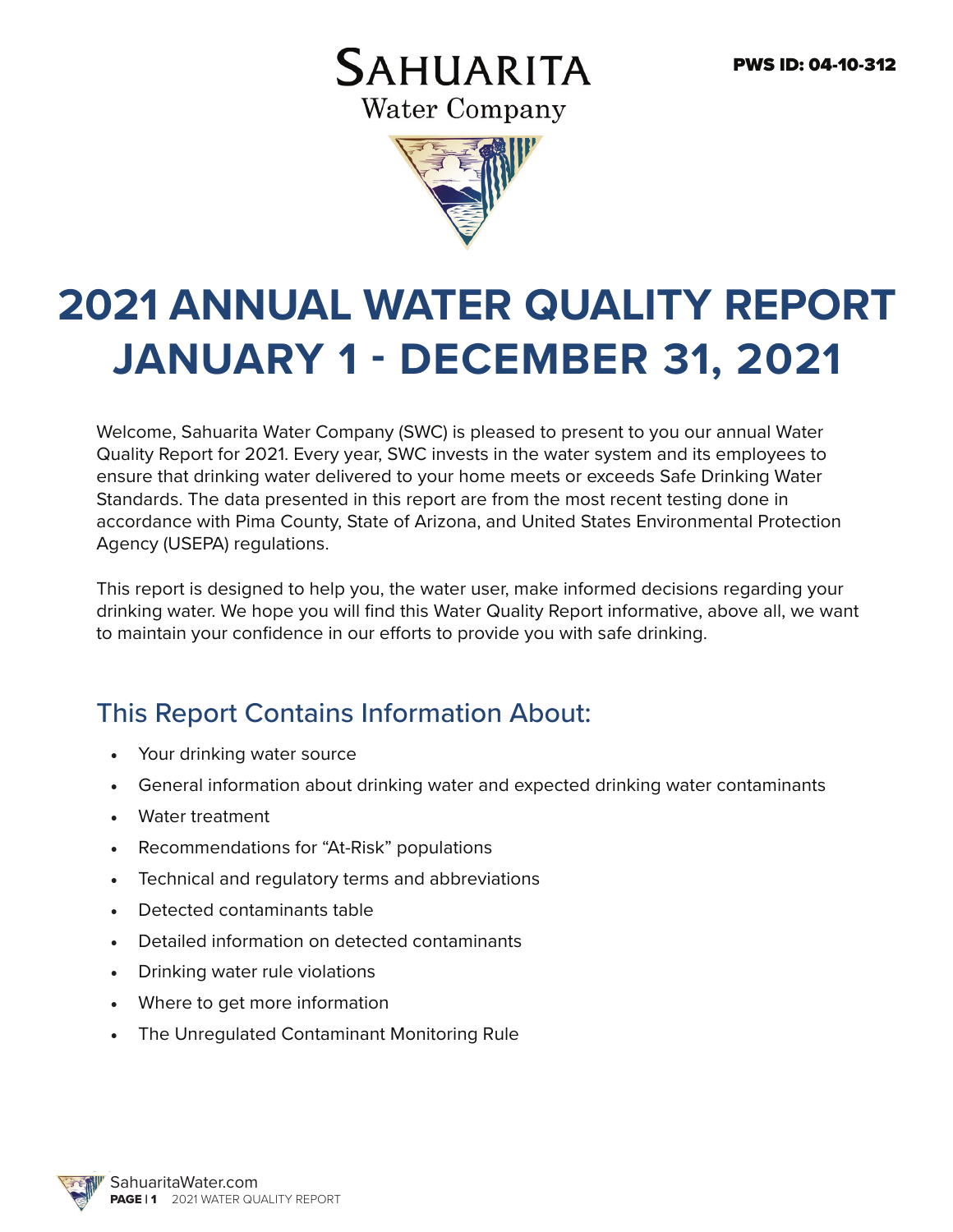PWS ID: 04-10-312

# Sahuarita Water Company

# 2021 ANNUAL WATER QUALITY REPORT JANUARY 1 - DECEMBER 31, 2021

Welcome, Sahuarita Water Company (SWC) is pleased to present to you our annual Water Quality Report for 2021. Every year, SWC invests in the water system and its employees to ensure that drinking water delivered to your home meets or exceeds Safe Drinking Water Standards. The data presented in this report are from the most recent testing done in accordance with Pima County, State of Arizona, and United States Environmental Protection Agency (USEPA) regulations.

This report is designed to help you, the water user, make informed decisions regarding your drinking water. We hope you will find this Water Quality Report informative, above all, we want to maintain your confidence in our efforts to provide you with safe drinking.

## This Report Contains Information About:

- Your drinking water source
- General information about drinking water and expected drinking water contaminants
- Water treatment
- Recommendations for "At-Risk" populations
- Technical and regulatory terms and abbreviations
- Detected contaminants table
- Detailed information on detected contaminants
- Drinking water rule violations
- Where to get more information
- The Unregulated Contaminant Monitoring Rule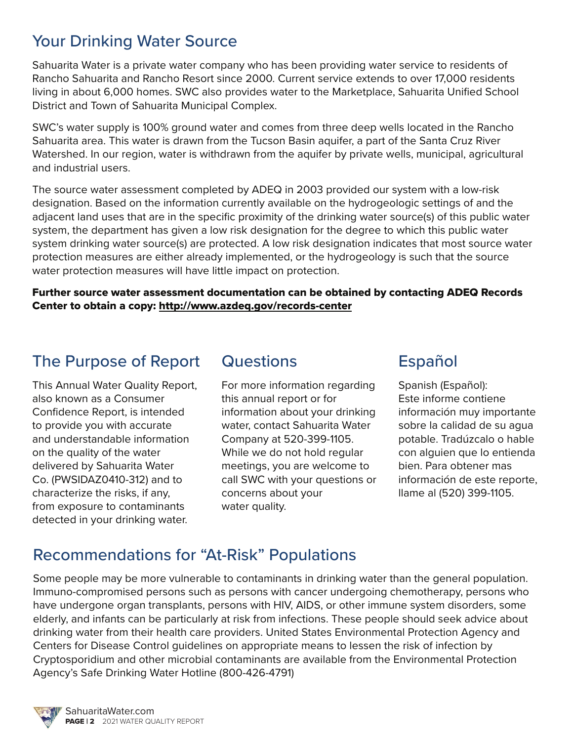## Your Drinking Water Source

Sahuarita Water is a private water company who has been providing water service to residents of Rancho Sahuarita and Rancho Resort since 2000. Current service extends to over 17,000 residents living in about 6,000 homes. SWC also provides water to the Marketplace, Sahuarita Unified School District and Town of Sahuarita Municipal Complex.

SWC's water supply is 100% ground water and comes from three deep wells located in the Rancho Sahuarita area. This water is drawn from the Tucson Basin aquifer, a part of the Santa Cruz River Watershed. In our region, water is withdrawn from the aquifer by private wells, municipal, agricultural and industrial users.

The source water assessment completed by ADEQ in 2003 provided our system with a low-risk designation. Based on the information currently available on the hydrogeologic settings of and the adjacent land uses that are in the specific proximity of the drinking water source(s) of this public water system, the department has given a low risk designation for the degree to which this public water system drinking water source(s) are protected. A low risk designation indicates that most source water protection measures are either already implemented, or the hydrogeology is such that the source water protection measures will have little impact on protection.

**Further source water assessment documentation can be obtained by contacting ADEQ Records Center to obtain a copy: http://www.azdeq.gov/records-center**

## The Purpose of Report

This Annual Water Quality Report, also known as a Consumer Confidence Report, is intended to provide you with accurate and understandable information on the quality of the water delivered by Sahuarita Water Co. (PWSIDAZ0410-312) and to characterize the risks, if any, from exposure to contaminants detected in your drinking water.

## Questions

For more information regarding this annual report or for information about your drinking water, contact Sahuarita Water Company at 520-399-1105. While we do not hold regular meetings, you are welcome to call SWC with your questions or concerns about your water quality.

## Español

Spanish (Español): Este informe contiene información muy importante sobre la calidad de su agua potable. Tradúzcalo o hable con alguien que lo entienda bien. Para obtener mas información de este reporte, llame al (520) 399-1105.

## Recommendations for "At-Risk" Populations

Some people may be more vulnerable to contaminants in drinking water than the general population. Immuno-compromised persons such as persons with cancer undergoing chemotherapy, persons who have undergone organ transplants, persons with HIV, AIDS, or other immune system disorders, some elderly, and infants can be particularly at risk from infections. These people should seek advice about drinking water from their health care providers. United States Environmental Protection Agency and Centers for Disease Control guidelines on appropriate means to lessen the risk of infection by Cryptosporidium and other microbial contaminants are available from the Environmental Protection Agency's Safe Drinking Water Hotline (800-426-4791)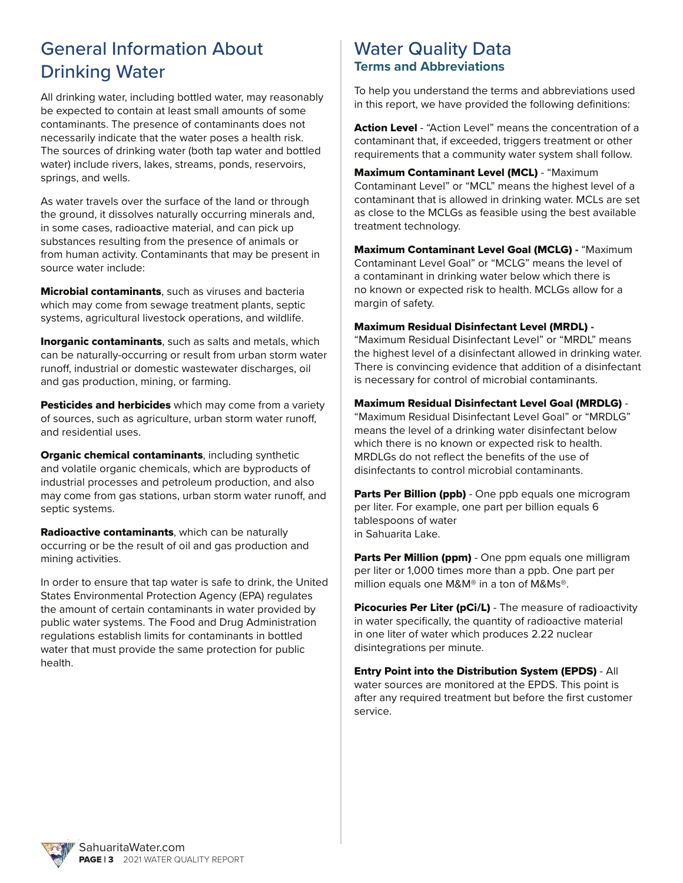# General Information About Drinking Water

All drinking water, including bottled water, may reasonably be expected to contain at least small amounts of some contaminants. The presence of contaminants does not necessarily indicate that the water poses a health risk. The sources of drinking water (both tap water and bottled water) include rivers, lakes, streams, ponds, reservoirs, springs, and wells.

As water travels over the surface of the land or through the ground, it dissolves naturally occurring minerals and, in some cases, radioactive material, and can pick up substances resulting from the presence of animals or from human activity. Contaminants that may be present in source water include:

**Microbial contaminants**, such as viruses and bacteria which may come from sewage treatment plants, septic systems, agricultural livestock operations, and wildlife.

**Inorganic contaminants**, such as salts and metals, which can be naturally-occurring or result from urban storm water runoff, industrial or domestic wastewater discharges, oil and gas production, mining, or farming.

**Pesticides and herbicides** which may come from a variety of sources, such as agriculture, urban storm water runoff, and residential uses.

**Organic chemical contaminants**, including synthetic and volatile organic chemicals, which are byproducts of industrial processes and petroleum production, and also may come from gas stations, urban storm water runoff, and septic systems.

**Radioactive contaminants**, which can be naturally occurring or be the result of oil and gas production and mining activities.

In order to ensure that tap water is safe to drink, the United States Environmental Protection Agency (EPA) regulates the amount of certain contaminants in water provided by public water systems. The Food and Drug Administration regulations establish limits for contaminants in bottled water that must provide the same protection for public health.

# Water Quality Data

## Terms and Abbreviations

To help you understand the terms and abbreviations used in this report, we have provided the following definitions:

**Action Level** - "Action Level" means the concentration of a contaminant that, if exceeded, triggers treatment or other requirements that a community water system shall follow.

**Maximum Contaminant Level (MCL)** - "Maximum Contaminant Level" or "MCL" means the highest level of a contaminant that is allowed in drinking water. MCLs are set as close to the MCLGs as feasible using the best available treatment technology.

**Maximum Contaminant Level Goal (MCLG) -** "Maximum Contaminant Level Goal" or "MCLG" means the level of a contaminant in drinking water below which there is no known or expected risk to health. MCLGs allow for a margin of safety.

**Maximum Residual Disinfectant Level (MRDL) -** "Maximum Residual Disinfectant Level" or "MRDL" means the highest level of a disinfectant allowed in drinking water. There is convincing evidence that addition of a disinfectant is necessary for control of microbial contaminants.

**Maximum Residual Disinfectant Level Goal (MRDLG)** - "Maximum Residual Disinfectant Level Goal" or "MRDLG" means the level of a drinking water disinfectant below which there is no known or expected risk to health. MRDLGs do not reflect the benefits of the use of disinfectants to control microbial contaminants.

**Parts Per Billion (ppb)** - One ppb equals one microgram per liter. For example, one part per billion equals 6 tablespoons of water in Sahuarita Lake.

**Parts Per Million (ppm)** - One ppm equals one milligram per liter or 1,000 times more than a ppb. One part per million equals one M&M® in a ton of M&Ms®.

**Picocuries Per Liter (pCi/L)** - The measure of radioactivity in water specifically, the quantity of radioactive material in one liter of water which produces 2.22 nuclear disintegrations per minute.

**Entry Point into the Distribution System (EPDS)** - All water sources are monitored at the EPDS. This point is after any required treatment but before the first customer service.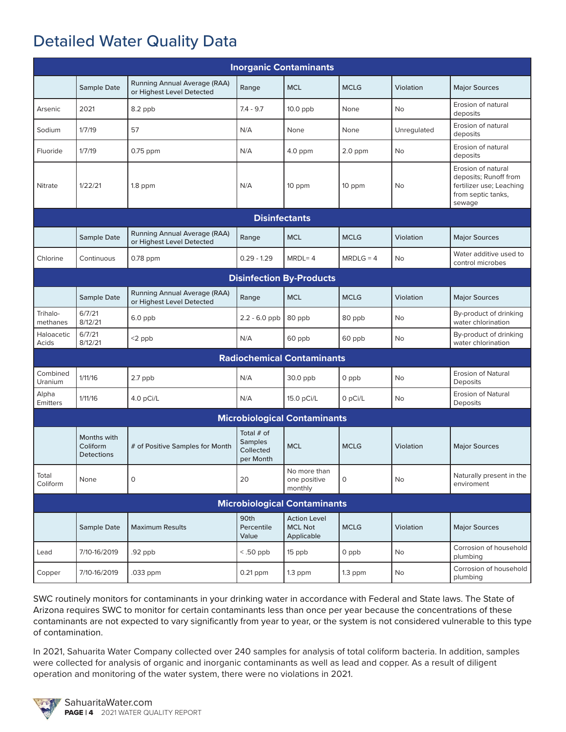# Detailed Water Quality Data

| Inorganic Contaminants | | | | | | | |
|---|---|---|---|---|---|---|---|
| | Sample Date | Running Annual Average (RAA) or Highest Level Detected | Range | MCL | MCLG | Violation | Major Sources |
| Arsenic | 2021 | 8.2 ppb | 7.4 - 9.7 | 10.0 ppb | None | No | Erosion of natural deposits |
| Sodium | 1/7/19 | 57 | N/A | None | None | Unregulated | Erosion of natural deposits |
| Fluoride | 1/7/19 | 0.75 ppm | N/A | 4.0 ppm | 2.0 ppm | No | Erosion of natural deposits |
| Nitrate | 1/22/21 | 1.8 ppm | N/A | 10 ppm | 10 ppm | No | Erosion of natural deposits; Runoff from fertilizer use; Leaching from septic tanks, sewage |
| **Disinfectants** | | | | | | | |
| | Sample Date | Running Annual Average (RAA) or Highest Level Detected | Range | MCL | MCLG | Violation | Major Sources |
| Chlorine | Continuous | 0.78 ppm | 0.29 - 1.29 | MRDL= 4 | MRDLG = 4 | No | Water additive used to control microbes |
| **Disinfection By-Products** | | | | | | | |
| | Sample Date | Running Annual Average (RAA) or Highest Level Detected | Range | MCL | MCLG | Violation | Major Sources |
| Trihalo-methanes | 6/7/21 8/12/21 | 6.0 ppb | 2.2 - 6.0 ppb | 80 ppb | 80 ppb | No | By-product of drinking water chlorination |
| Haloacetic Acids | 6/7/21 8/12/21 | <2 ppb | N/A | 60 ppb | 60 ppb | No | By-product of drinking water chlorination |
| **Radiochemical Contaminants** | | | | | | | |
| Combined Uranium | 1/11/16 | 2.7 ppb | N/A | 30.0 ppb | 0 ppb | No | Erosion of Natural Deposits |
| Alpha Emitters | 1/11/16 | 4.0 pCi/L | N/A | 15.0 pCi/L | 0 pCi/L | No | Erosion of Natural Deposits |
| **Microbiological Contaminants** | | | | | | | |
| | Months with Coliform Detections | # of Positive Samples for Month | Total # of Samples Collected per Month | MCL | MCLG | Violation | Major Sources |
| Total Coliform | None | 0 | 20 | No more than one positive monthly | 0 | No | Naturally present in the enviroment |
| **Microbiological Contaminants** | | | | | | | |
| | Sample Date | Maximum Results | 90th Percentile Value | Action Level MCL Not Applicable | MCLG | Violation | Major Sources |
| Lead | 7/10-16/2019 | .92 ppb | < .50 ppb | 15 ppb | 0 ppb | No | Corrosion of household plumbing |
| Copper | 7/10-16/2019 | .033 ppm | 0.21 ppm | 1.3 ppm | 1.3 ppm | No | Corrosion of household plumbing |

SWC routinely monitors for contaminants in your drinking water in accordance with Federal and State laws. The State of Arizona requires SWC to monitor for certain contaminants less than once per year because the concentrations of these contaminants are not expected to vary significantly from year to year, or the system is not considered vulnerable to this type of contamination.

In 2021, Sahuarita Water Company collected over 240 samples for analysis of total coliform bacteria. In addition, samples were collected for analysis of organic and inorganic contaminants as well as lead and copper. As a result of diligent operation and monitoring of the water system, there were no violations in 2021.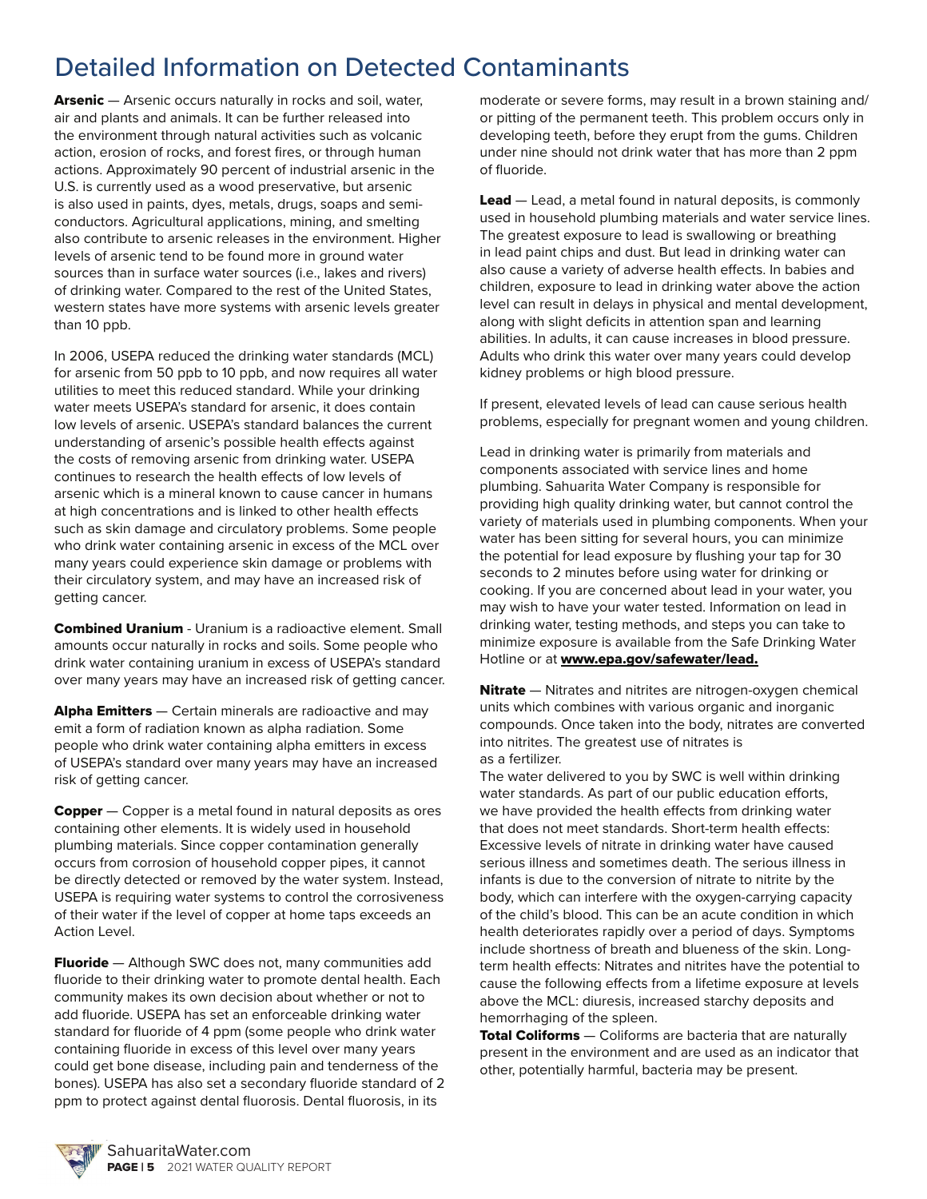# Detailed Information on Detected Contaminants

**Arsenic** — Arsenic occurs naturally in rocks and soil, water, air and plants and animals. It can be further released into the environment through natural activities such as volcanic action, erosion of rocks, and forest fires, or through human actions. Approximately 90 percent of industrial arsenic in the U.S. is currently used as a wood preservative, but arsenic is also used in paints, dyes, metals, drugs, soaps and semi-conductors. Agricultural applications, mining, and smelting also contribute to arsenic releases in the environment. Higher levels of arsenic tend to be found more in ground water sources than in surface water sources (i.e., lakes and rivers) of drinking water. Compared to the rest of the United States, western states have more systems with arsenic levels greater than 10 ppb.

In 2006, USEPA reduced the drinking water standards (MCL) for arsenic from 50 ppb to 10 ppb, and now requires all water utilities to meet this reduced standard. While your drinking water meets USEPA's standard for arsenic, it does contain low levels of arsenic. USEPA's standard balances the current understanding of arsenic's possible health effects against the costs of removing arsenic from drinking water. USEPA continues to research the health effects of low levels of arsenic which is a mineral known to cause cancer in humans at high concentrations and is linked to other health effects such as skin damage and circulatory problems. Some people who drink water containing arsenic in excess of the MCL over many years could experience skin damage or problems with their circulatory system, and may have an increased risk of getting cancer.

**Combined Uranium** - Uranium is a radioactive element. Small amounts occur naturally in rocks and soils. Some people who drink water containing uranium in excess of USEPA's standard over many years may have an increased risk of getting cancer.

**Alpha Emitters** — Certain minerals are radioactive and may emit a form of radiation known as alpha radiation. Some people who drink water containing alpha emitters in excess of USEPA's standard over many years may have an increased risk of getting cancer.

**Copper** — Copper is a metal found in natural deposits as ores containing other elements. It is widely used in household plumbing materials. Since copper contamination generally occurs from corrosion of household copper pipes, it cannot be directly detected or removed by the water system. Instead, USEPA is requiring water systems to control the corrosiveness of their water if the level of copper at home taps exceeds an Action Level.

**Fluoride** — Although SWC does not, many communities add fluoride to their drinking water to promote dental health. Each community makes its own decision about whether or not to add fluoride. USEPA has set an enforceable drinking water standard for fluoride of 4 ppm (some people who drink water containing fluoride in excess of this level over many years could get bone disease, including pain and tenderness of the bones). USEPA has also set a secondary fluoride standard of 2 ppm to protect against dental fluorosis. Dental fluorosis, in its moderate or severe forms, may result in a brown staining and/or pitting of the permanent teeth. This problem occurs only in developing teeth, before they erupt from the gums. Children under nine should not drink water that has more than 2 ppm of fluoride.

**Lead** — Lead, a metal found in natural deposits, is commonly used in household plumbing materials and water service lines. The greatest exposure to lead is swallowing or breathing in lead paint chips and dust. But lead in drinking water can also cause a variety of adverse health effects. In babies and children, exposure to lead in drinking water above the action level can result in delays in physical and mental development, along with slight deficits in attention span and learning abilities. In adults, it can cause increases in blood pressure. Adults who drink this water over many years could develop kidney problems or high blood pressure.

If present, elevated levels of lead can cause serious health problems, especially for pregnant women and young children.

Lead in drinking water is primarily from materials and components associated with service lines and home plumbing. Sahuarita Water Company is responsible for providing high quality drinking water, but cannot control the variety of materials used in plumbing components. When your water has been sitting for several hours, you can minimize the potential for lead exposure by flushing your tap for 30 seconds to 2 minutes before using water for drinking or cooking. If you are concerned about lead in your water, you may wish to have your water tested. Information on lead in drinking water, testing methods, and steps you can take to minimize exposure is available from the Safe Drinking Water Hotline or at **www.epa.gov/safewater/lead.**

**Nitrate** — Nitrates and nitrites are nitrogen-oxygen chemical units which combines with various organic and inorganic compounds. Once taken into the body, nitrates are converted into nitrites. The greatest use of nitrates is as a fertilizer.

The water delivered to you by SWC is well within drinking water standards. As part of our public education efforts, we have provided the health effects from drinking water that does not meet standards. Short-term health effects: Excessive levels of nitrate in drinking water have caused serious illness and sometimes death. The serious illness in infants is due to the conversion of nitrate to nitrite by the body, which can interfere with the oxygen-carrying capacity of the child's blood. This can be an acute condition in which health deteriorates rapidly over a period of days. Symptoms include shortness of breath and blueness of the skin. Long-term health effects: Nitrates and nitrites have the potential to cause the following effects from a lifetime exposure at levels above the MCL: diuresis, increased starchy deposits and hemorrhaging of the spleen.

**Total Coliforms** — Coliforms are bacteria that are naturally present in the environment and are used as an indicator that other, potentially harmful, bacteria may be present.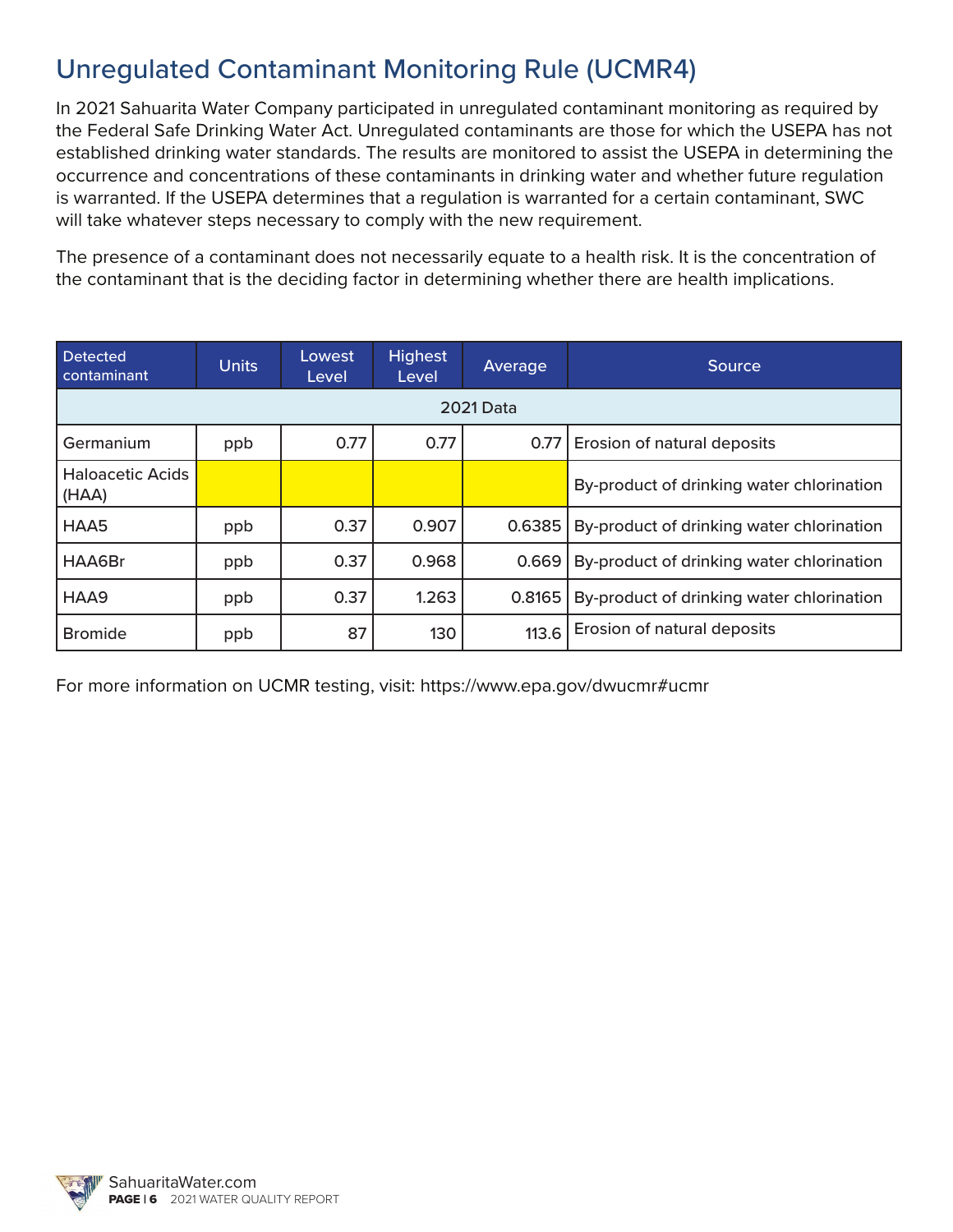# Unregulated Contaminant Monitoring Rule (UCMR4)

In 2021 Sahuarita Water Company participated in unregulated contaminant monitoring as required by the Federal Safe Drinking Water Act. Unregulated contaminants are those for which the USEPA has not established drinking water standards. The results are monitored to assist the USEPA in determining the occurrence and concentrations of these contaminants in drinking water and whether future regulation is warranted. If the USEPA determines that a regulation is warranted for a certain contaminant, SWC will take whatever steps necessary to comply with the new requirement.

The presence of a contaminant does not necessarily equate to a health risk. It is the concentration of the contaminant that is the deciding factor in determining whether there are health implications.

| Detected contaminant | Units | Lowest Level | Highest Level | Average | Source |
|---|---|---|---|---|---|
| 2021 Data | | | | | |
| Germanium | ppb | 0.77 | 0.77 | 0.77 | Erosion of natural deposits |
| Haloacetic Acids (HAA) | | | | | By-product of drinking water chlorination |
| HAA5 | ppb | 0.37 | 0.907 | 0.6385 | By-product of drinking water chlorination |
| HAA6Br | ppb | 0.37 | 0.968 | 0.669 | By-product of drinking water chlorination |
| HAA9 | ppb | 0.37 | 1.263 | 0.8165 | By-product of drinking water chlorination |
| Bromide | ppb | 87 | 130 | 113.6 | Erosion of natural deposits |

For more information on UCMR testing, visit: https://www.epa.gov/dwucmr#ucmr